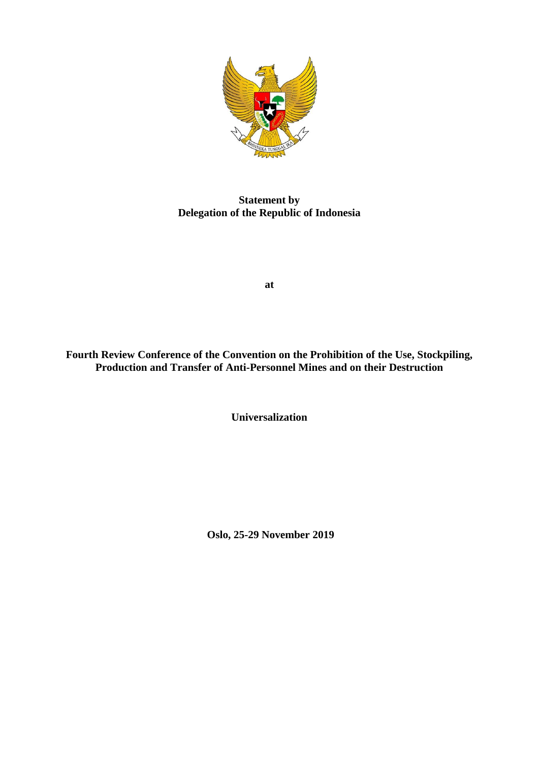**Statement by**
**Delegation of the Republic of Indonesia**

**at**

**Fourth Review Conference of the Convention on the Prohibition of the Use, Stockpiling, Production and Transfer of Anti-Personnel Mines and on their Destruction**

**Universalization**

**Oslo, 25-29 November 2019**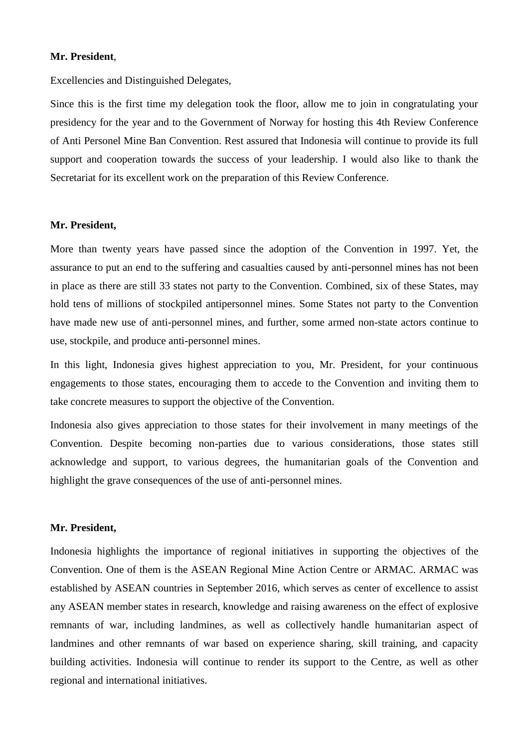**Mr. President**,

Excellencies and Distinguished Delegates,

Since this is the first time my delegation took the floor, allow me to join in congratulating your presidency for the year and to the Government of Norway for hosting this 4th Review Conference of Anti Personel Mine Ban Convention. Rest assured that Indonesia will continue to provide its full support and cooperation towards the success of your leadership. I would also like to thank the Secretariat for its excellent work on the preparation of this Review Conference.

**Mr. President,**

More than twenty years have passed since the adoption of the Convention in 1997. Yet, the assurance to put an end to the suffering and casualties caused by anti-personnel mines has not been in place as there are still 33 states not party to the Convention. Combined, six of these States, may hold tens of millions of stockpiled antipersonnel mines. Some States not party to the Convention have made new use of anti-personnel mines, and further, some armed non-state actors continue to use, stockpile, and produce anti-personnel mines.

In this light, Indonesia gives highest appreciation to you, Mr. President, for your continuous engagements to those states, encouraging them to accede to the Convention and inviting them to take concrete measures to support the objective of the Convention.

Indonesia also gives appreciation to those states for their involvement in many meetings of the Convention. Despite becoming non-parties due to various considerations, those states still acknowledge and support, to various degrees, the humanitarian goals of the Convention and highlight the grave consequences of the use of anti-personnel mines.

**Mr. President,**

Indonesia highlights the importance of regional initiatives in supporting the objectives of the Convention. One of them is the ASEAN Regional Mine Action Centre or ARMAC. ARMAC was established by ASEAN countries in September 2016, which serves as center of excellence to assist any ASEAN member states in research, knowledge and raising awareness on the effect of explosive remnants of war, including landmines, as well as collectively handle humanitarian aspect of landmines and other remnants of war based on experience sharing, skill training, and capacity building activities. Indonesia will continue to render its support to the Centre, as well as other regional and international initiatives.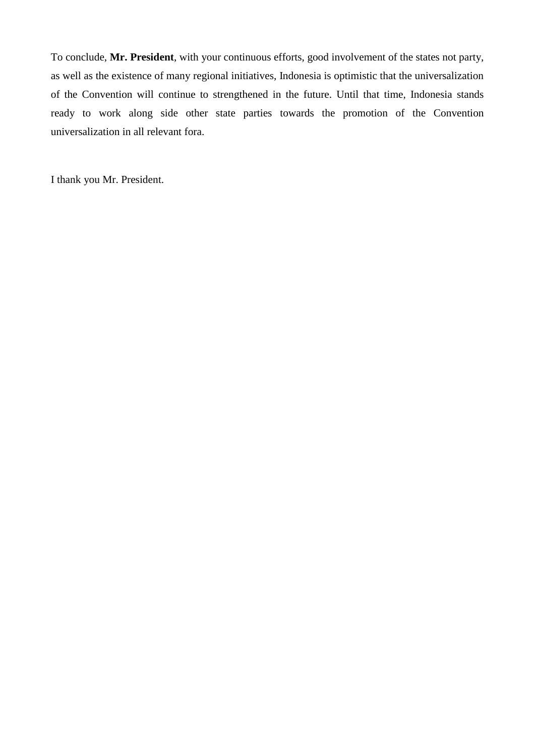To conclude, **Mr. President**, with your continuous efforts, good involvement of the states not party, as well as the existence of many regional initiatives, Indonesia is optimistic that the universalization of the Convention will continue to strengthened in the future. Until that time, Indonesia stands ready to work along side other state parties towards the promotion of the Convention universalization in all relevant fora.

I thank you Mr. President.